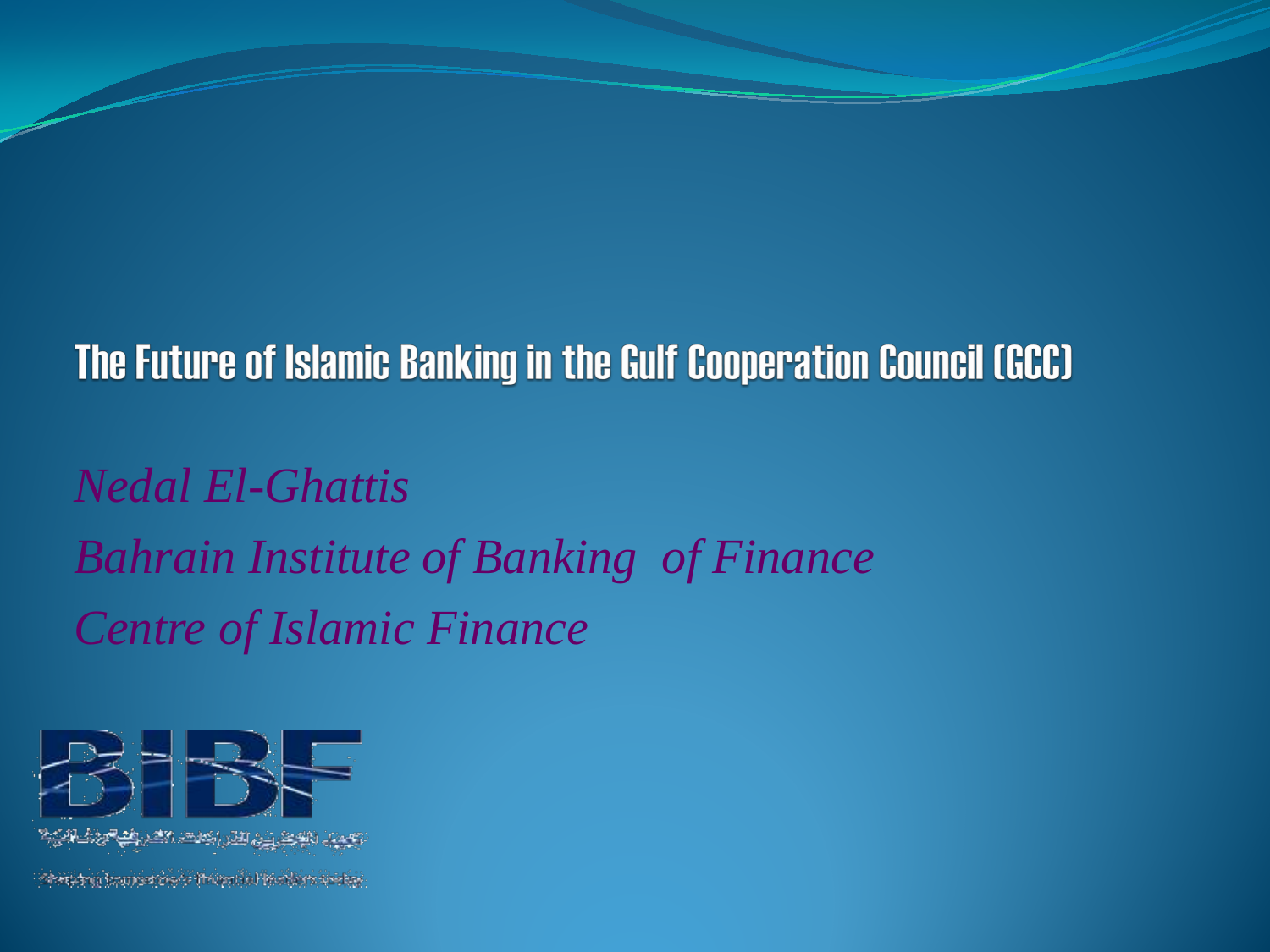# The Future of Islamic Banking in the Gulf Cooperation Council (GCC)

*Nedal El-Ghattis*

*Bahrain Institute of Banking  of Finance*

*Centre of Islamic Finance*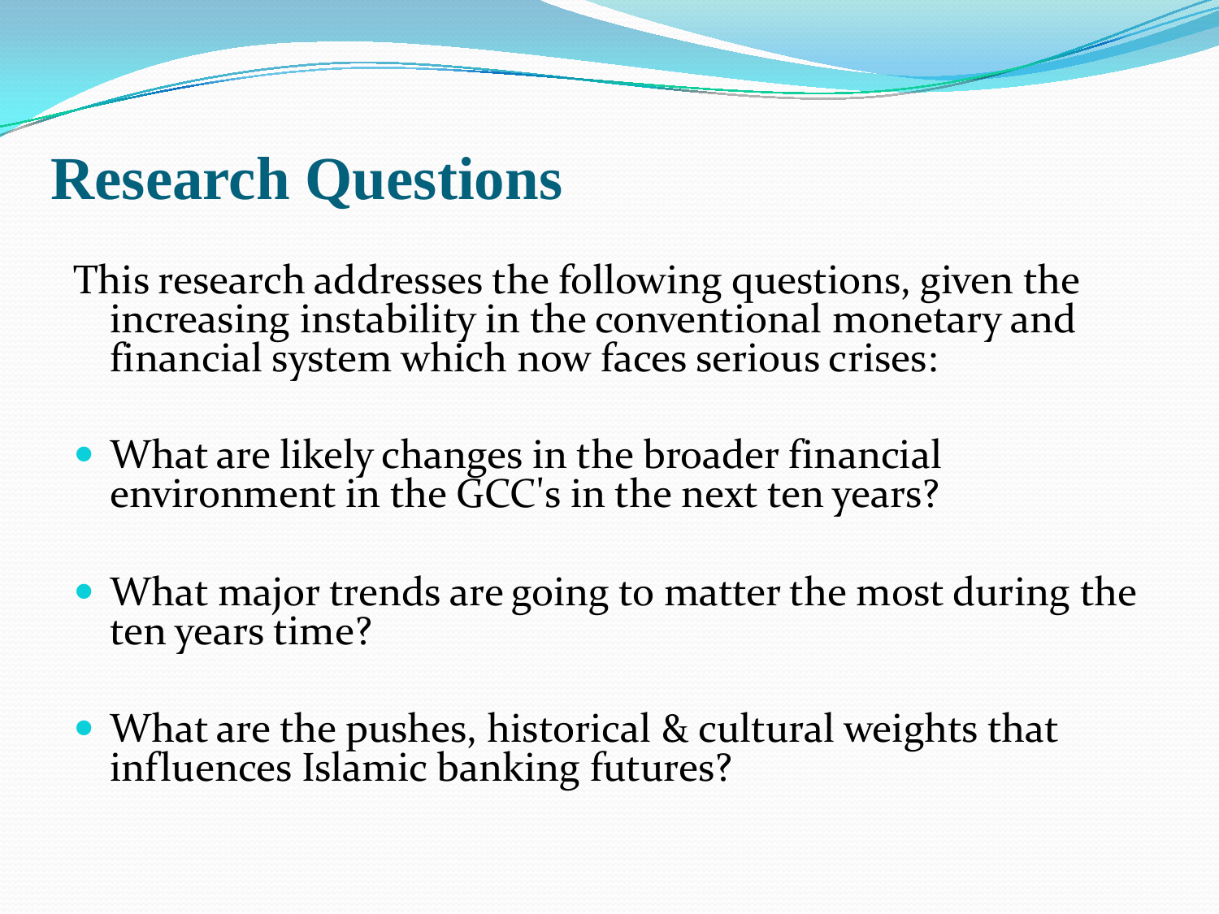# Research Questions

This research addresses the following questions, given the increasing instability in the conventional monetary and financial system which now faces serious crises:

- What are likely changes in the broader financial environment in the GCC's in the next ten years?
- What major trends are going to matter the most during the ten years time?
- What are the pushes, historical & cultural weights that influences Islamic banking futures?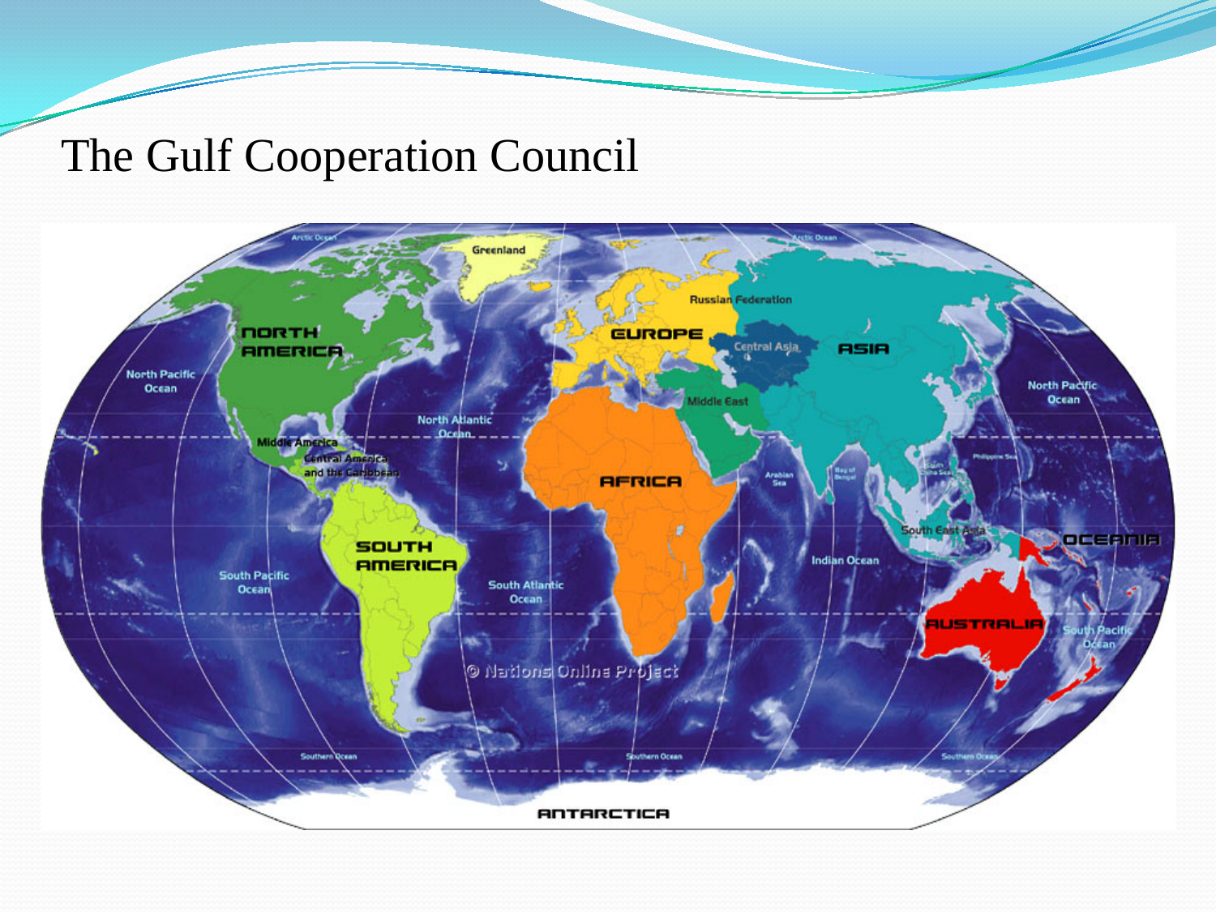# The Gulf Cooperation Council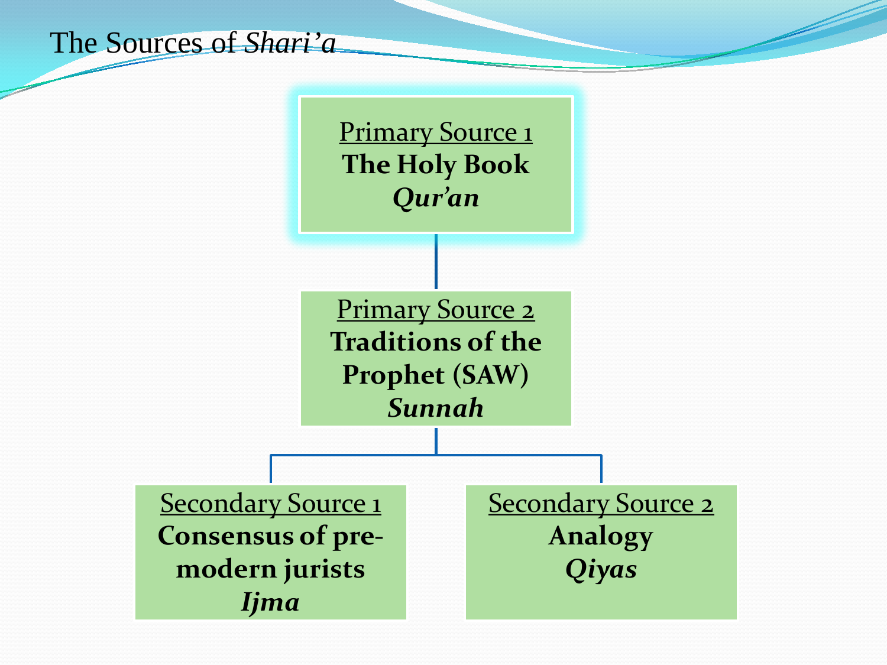# The Sources of *Shari'a*

<u>Primary Source 1</u>
**The Holy Book**
***Qur'an***

<u>Primary Source 2</u>
**Traditions of the Prophet (SAW)**
***Sunnah***

<u>Secondary Source 1</u>
**Consensus of pre-modern jurists**
***Ijma***

<u>Secondary Source 2</u>
**Analogy**
***Qiyas***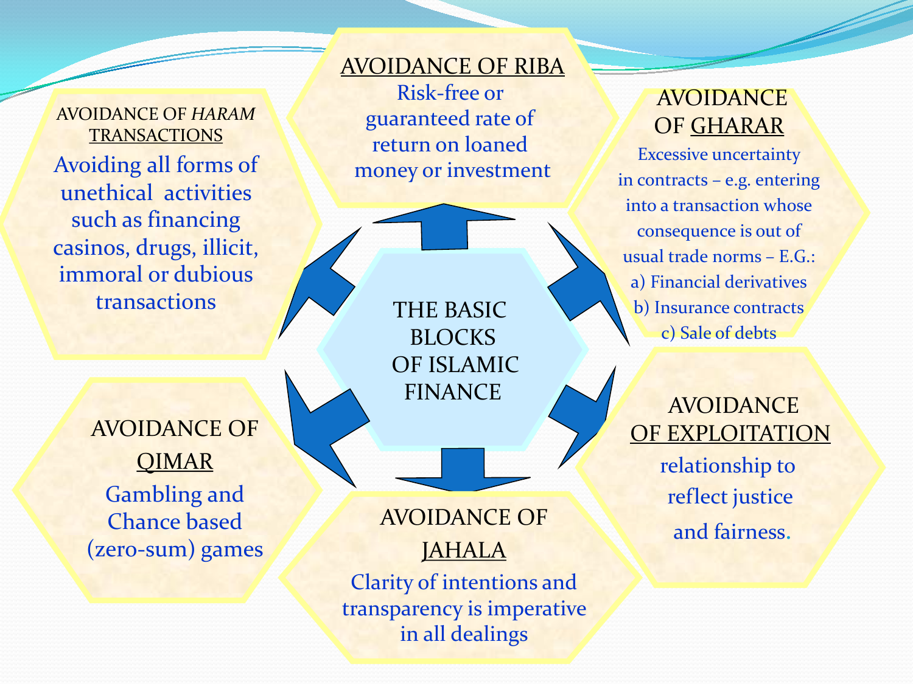# THE BASIC BLOCKS OF ISLAMIC FINANCE

## AVOIDANCE OF RIBA

Risk-free or guaranteed rate of return on loaned money or investment

## AVOIDANCE OF GHARAR

Excessive uncertainty in contracts – e.g. entering into a transaction whose consequence is out of usual trade norms – E.G.:

a) Financial derivatives
b) Insurance contracts
c) Sale of debts

## AVOIDANCE OF EXPLOITATION

relationship to reflect justice and fairness.

## AVOIDANCE OF JAHALA

Clarity of intentions and transparency is imperative in all dealings

## AVOIDANCE OF QIMAR

Gambling and Chance based (zero-sum) games

## AVOIDANCE OF *HARAM* TRANSACTIONS

Avoiding all forms of unethical activities such as financing casinos, drugs, illicit, immoral or dubious transactions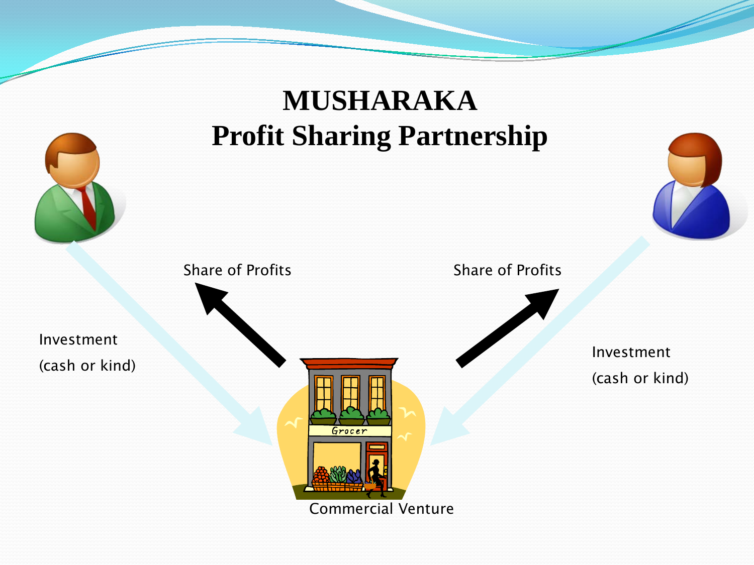# MUSHARAKA
# Profit Sharing Partnership

Share of Profits

Share of Profits

Investment
(cash or kind)

Investment
(cash or kind)

Commercial Venture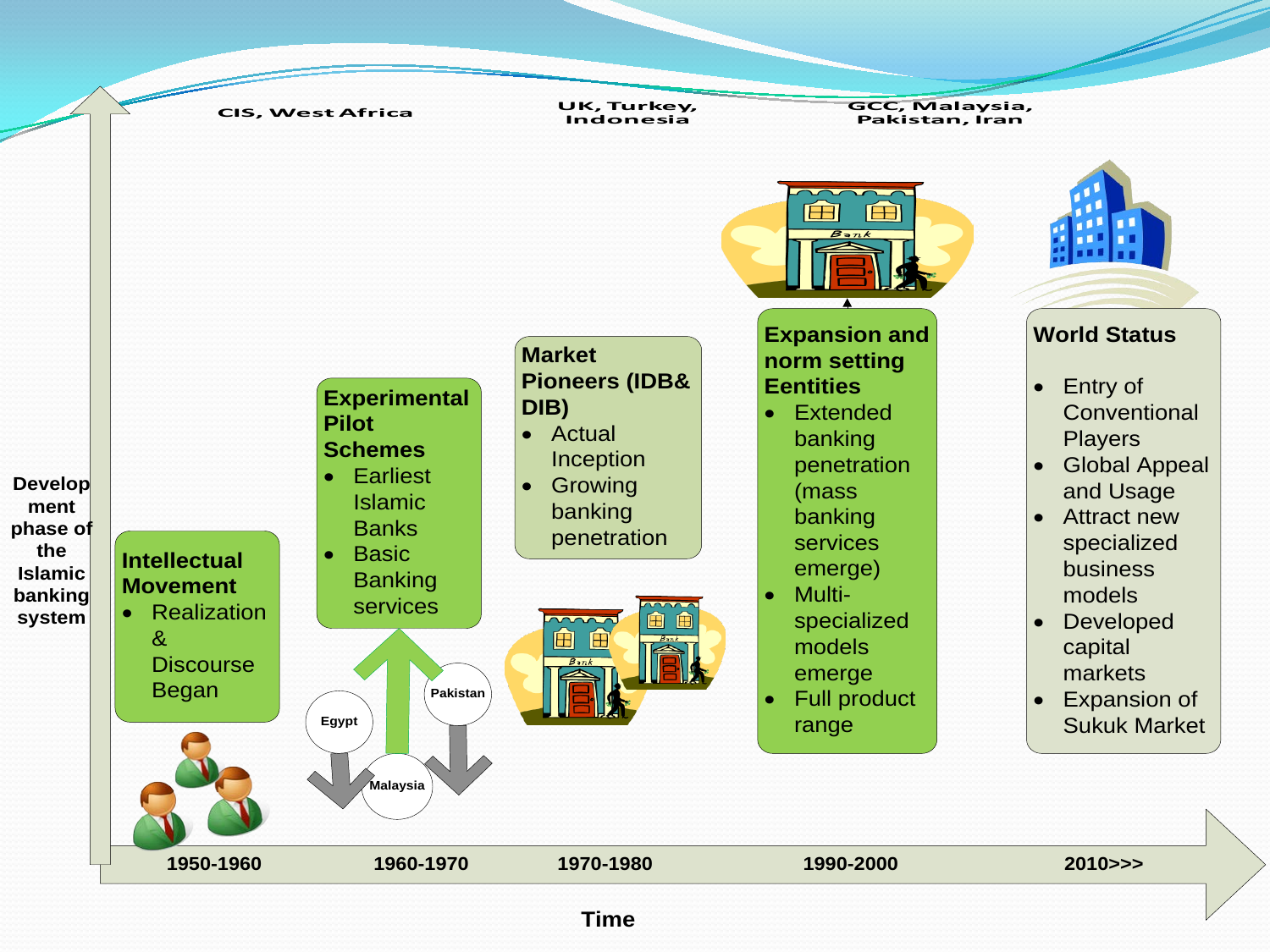Development phase of the Islamic banking system

CIS, West Africa

UK, Turkey, Indonesia

GCC, Malaysia, Pakistan, Iran

**Intellectual Movement**
- Realization & Discourse Began

**Experimental Pilot Schemes**
- Earliest Islamic Banks
- Basic Banking services

Egypt

Pakistan

Malaysia

**Market Pioneers (IDB& DIB)**
- Actual Inception
- Growing banking penetration

**Expansion and norm setting Eentities**
- Extended banking penetration (mass banking services emerge)
- Multi-specialized models emerge
- Full product range

**World Status**
- Entry of Conventional Players
- Global Appeal and Usage
- Attract new specialized business models
- Developed capital markets
- Expansion of Sukuk Market

1950-1960 | 1960-1970 | 1970-1980 | 1990-2000 | 2010>>>

Time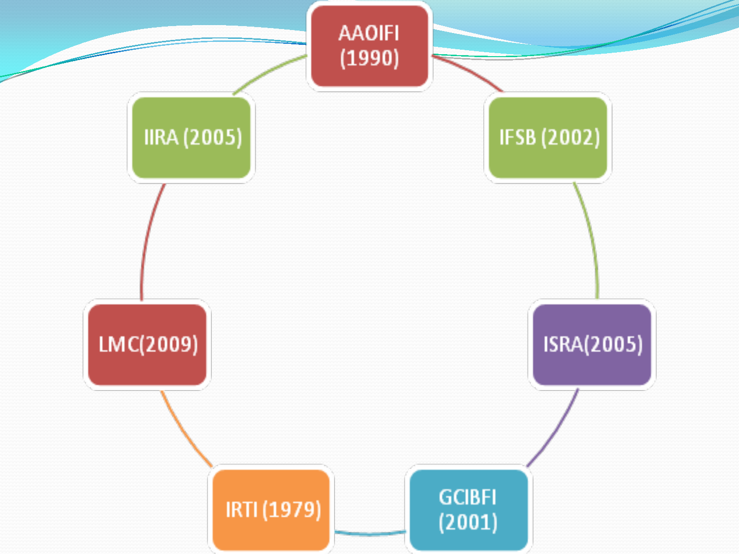- AAOIFI (1990)
- IFSB (2002)
- ISRA(2005)
- GCIBFI (2001)
- IRTI (1979)
- LMC(2009)
- IIRA (2005)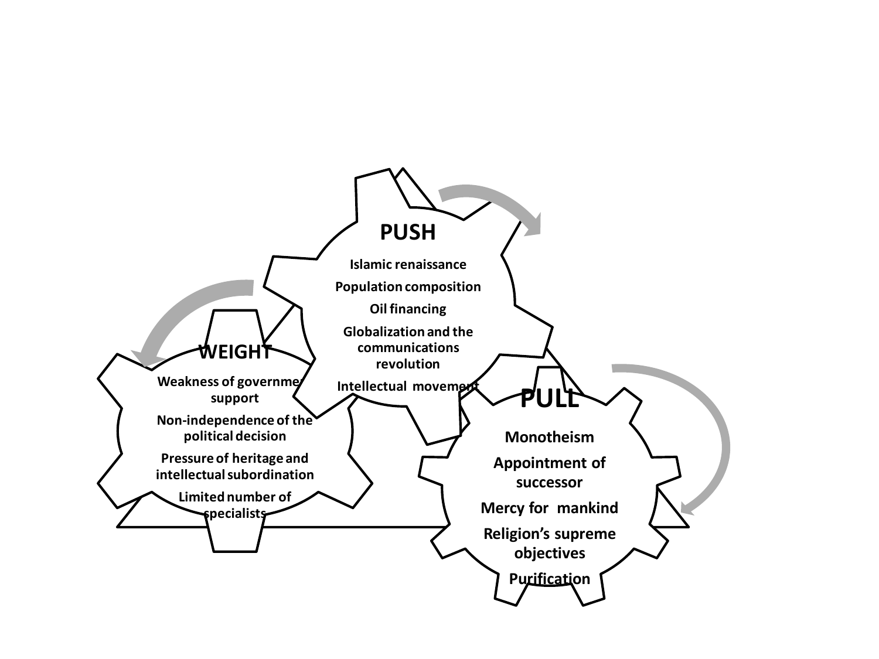**PUSH**

Islamic renaissance

Population composition

Oil financing

Globalization and the communications revolution

Intellectual movement

**WEIGHT**

Weakness of government support

Non-independence of the political decision

Pressure of heritage and intellectual subordination

Limited number of specialists

**PULL**

Monotheism

Appointment of successor

Mercy for mankind

Religion's supreme objectives

Purification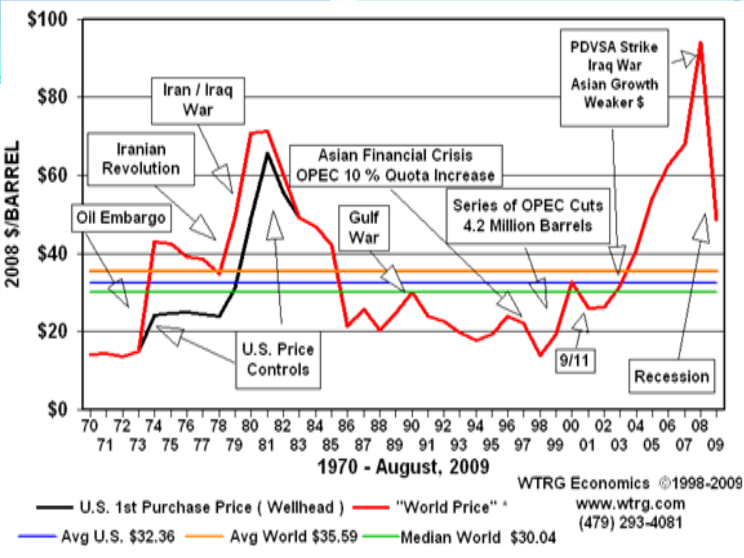2008 $/BARREL

$100, $80, $60, $40, $20, $0

- Oil Embargo
- Iranian Revolution
- Iran / Iraq War
- U.S. Price Controls
- Asian Financial Crisis OPEC 10 % Quota Increase
- Gulf War
- Series of OPEC Cuts 4.2 Million Barrels
- 9/11
- PDVSA Strike Iraq War Asian Growth Weaker $
- Recession

70 71 72 73 74 75 76 77 78 79 80 81 82 83 84 85 86 87 88 89 90 91 92 93 94 95 96 97 98 99 00 01 02 03 04 05 06 07 08 09

**1970 - August, 2009**

WTRG Economics ©1998-2009
www.wtrg.com
(479) 293-4081

- U.S. 1st Purchase Price ( Wellhead )
- "World Price" *
- Avg U.S. $32.36
- Avg World $35.59
- Median World $30.04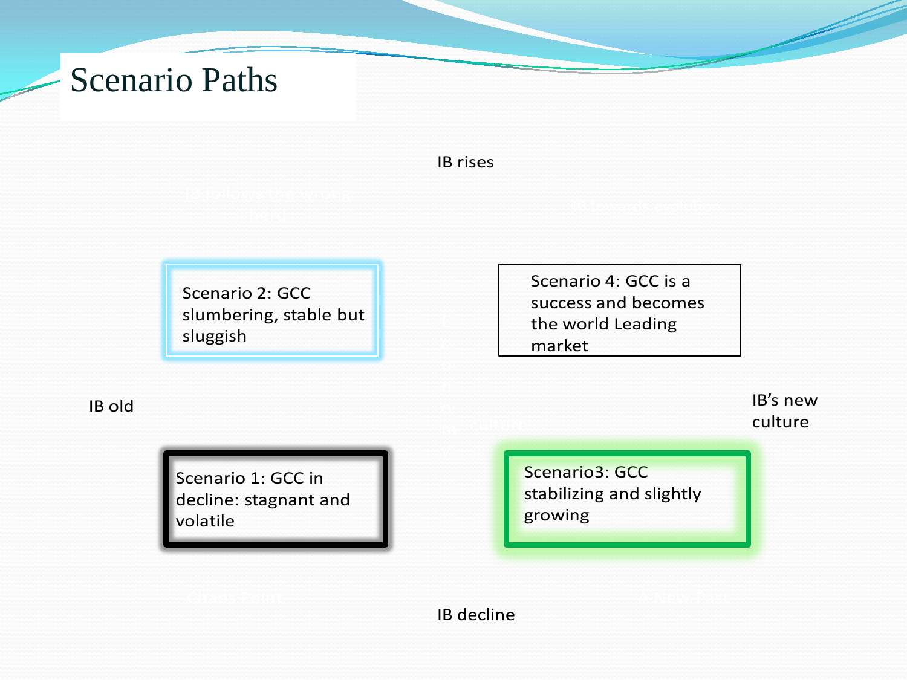# Scenario Paths

IB rises

IB follows the wrong herd

IB towards evolution

Scenario 2: GCC slumbering, stable but sluggish

Scenario 4: GCC is a success and becomes the world Leading market

IB old

Economy culture

IB's new culture

Scenario 1: GCC in decline: stagnant and volatile

Scenario3: GCC stabilizing and slightly growing

Chaos Point

A New Past

IB decline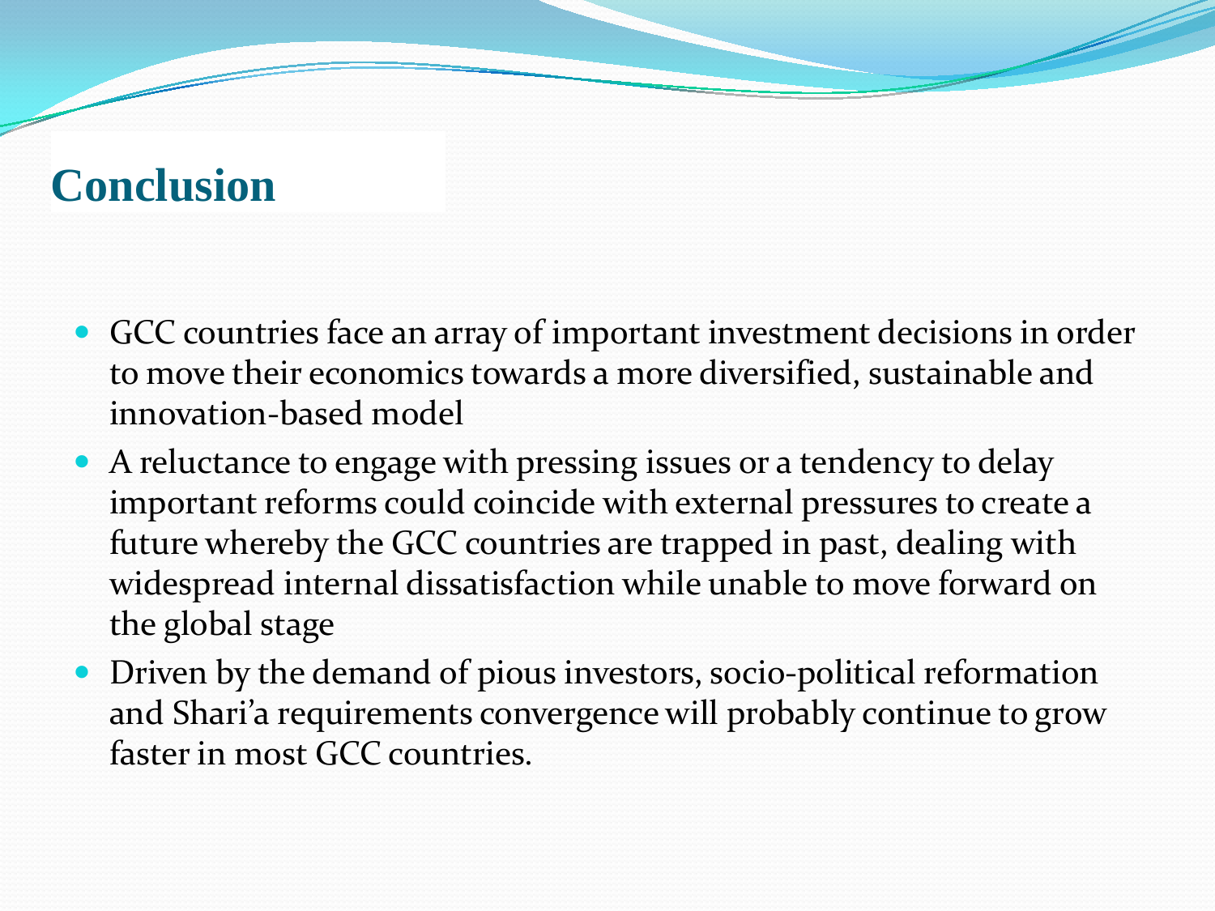# Conclusion

- GCC countries face an array of important investment decisions in order to move their economics towards a more diversified, sustainable and innovation-based model
- A reluctance to engage with pressing issues or a tendency to delay important reforms could coincide with external pressures to create a future whereby the GCC countries are trapped in past, dealing with widespread internal dissatisfaction while unable to move forward on the global stage
- Driven by the demand of pious investors, socio-political reformation and Shari'a requirements convergence will probably continue to grow faster in most GCC countries.